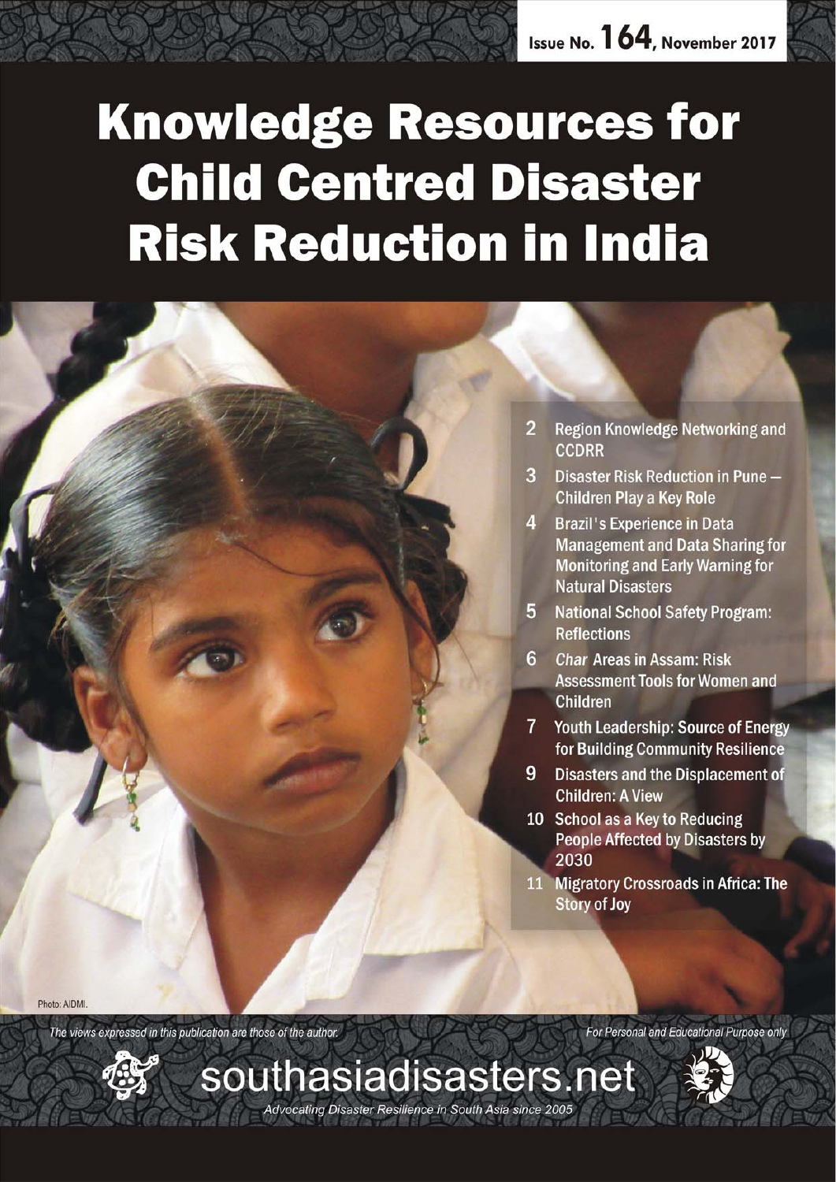Issue No. 164, November 2017

# Knowledge Resources for Child Centred Disaster Risk Reduction in India

- 2 Region Knowledge Networking and CCDRR
- 3 Disaster Risk Reduction in Pune — Children Play a Key Role
- 4 Brazil's Experience in Data Management and Data Sharing for Monitoring and Early Warning for Natural Disasters
- 5 National School Safety Program: Reflections
- 6 *Char* Areas in Assam: Risk Assessment Tools for Women and Children
- 7 Youth Leadership: Source of Energy for Building Community Resilience
- 9 Disasters and the Displacement of Children: A View
- 10 School as a Key to Reducing People Affected by Disasters by 2030
- 11 Migratory Crossroads in Africa: The Story of Joy

Photo: AIDMI.

*The views expressed in this publication are those of the author.*

*For Personal and Educational Purpose only*

southasiadisasters.net

*Advocating Disaster Resilience in South Asia since 2005*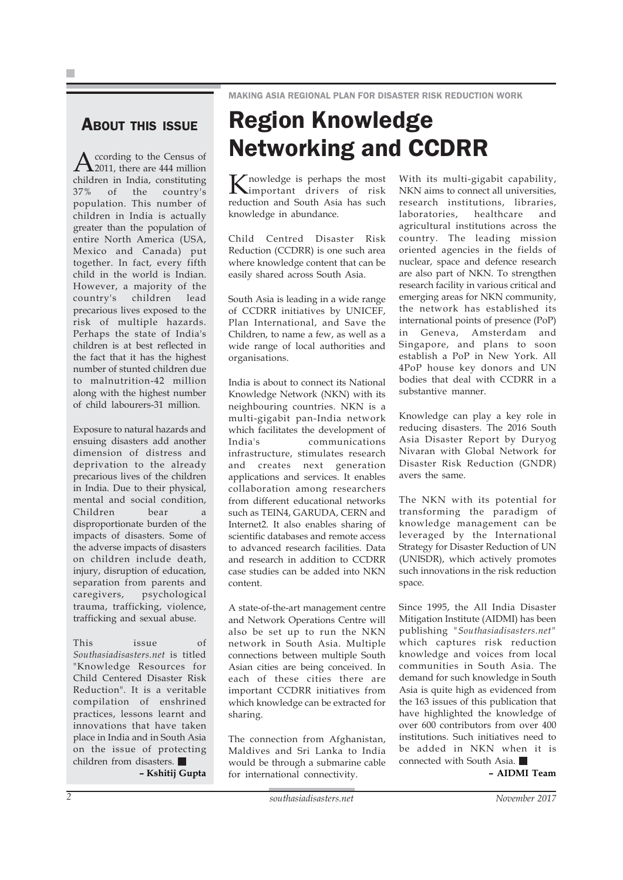## About this issue

According to the Census of 2011, there are 444 million children in India, constituting 37% of the country's population. This number of children in India is actually greater than the population of entire North America (USA, Mexico and Canada) put together. In fact, every fifth child in the world is Indian. However, a majority of the country's children lead precarious lives exposed to the risk of multiple hazards. Perhaps the state of India's children is at best reflected in the fact that it has the highest number of stunted children due to malnutrition-42 million along with the highest number of child labourers-31 million.

Exposure to natural hazards and ensuing disasters add another dimension of distress and deprivation to the already precarious lives of the children in India. Due to their physical, mental and social condition, Children bear a disproportionate burden of the impacts of disasters. Some of the adverse impacts of disasters on children include death, injury, disruption of education, separation from parents and caregivers, psychological trauma, trafficking, violence, trafficking and sexual abuse.

This issue of *Southasiadisasters.net* is titled "Knowledge Resources for Child Centered Disaster Risk Reduction". It is a veritable compilation of enshrined practices, lessons learnt and innovations that have taken place in India and in South Asia on the issue of protecting children from disasters. ■

**– Kshitij Gupta**

MAKING ASIA REGIONAL PLAN FOR DISASTER RISK REDUCTION WORK

# Region Knowledge Networking and CCDRR

Knowledge is perhaps the most important drivers of risk reduction and South Asia has such knowledge in abundance.

Child Centred Disaster Risk Reduction (CCDRR) is one such area where knowledge content that can be easily shared across South Asia.

South Asia is leading in a wide range of CCDRR initiatives by UNICEF, Plan International, and Save the Children, to name a few, as well as a wide range of local authorities and organisations.

India is about to connect its National Knowledge Network (NKN) with its neighbouring countries. NKN is a multi-gigabit pan-India network which facilitates the development of India's communications infrastructure, stimulates research and creates next generation applications and services. It enables collaboration among researchers from different educational networks such as TEIN4, GARUDA, CERN and Internet2. It also enables sharing of scientific databases and remote access to advanced research facilities. Data and research in addition to CCDRR case studies can be added into NKN content.

A state-of-the-art management centre and Network Operations Centre will also be set up to run the NKN network in South Asia. Multiple connections between multiple South Asian cities are being conceived. In each of these cities there are important CCDRR initiatives from which knowledge can be extracted for sharing.

The connection from Afghanistan, Maldives and Sri Lanka to India would be through a submarine cable for international connectivity.

With its multi-gigabit capability, NKN aims to connect all universities, research institutions, libraries, laboratories, healthcare and agricultural institutions across the country. The leading mission oriented agencies in the fields of nuclear, space and defence research are also part of NKN. To strengthen research facility in various critical and emerging areas for NKN community, the network has established its international points of presence (PoP) in Geneva, Amsterdam and Singapore, and plans to soon establish a PoP in New York. All 4PoP house key donors and UN bodies that deal with CCDRR in a substantive manner.

Knowledge can play a key role in reducing disasters. The 2016 South Asia Disaster Report by Duryog Nivaran with Global Network for Disaster Risk Reduction (GNDR) avers the same.

The NKN with its potential for transforming the paradigm of knowledge management can be leveraged by the International Strategy for Disaster Reduction of UN (UNISDR), which actively promotes such innovations in the risk reduction space.

Since 1995, the All India Disaster Mitigation Institute (AIDMI) has been publishing "*Southasiadisasters.net*" which captures risk reduction knowledge and voices from local communities in South Asia. The demand for such knowledge in South Asia is quite high as evidenced from the 163 issues of this publication that have highlighted the knowledge of over 600 contributors from over 400 institutions. Such initiatives need to be added in NKN when it is connected with South Asia. ■

**– AIDMI Team**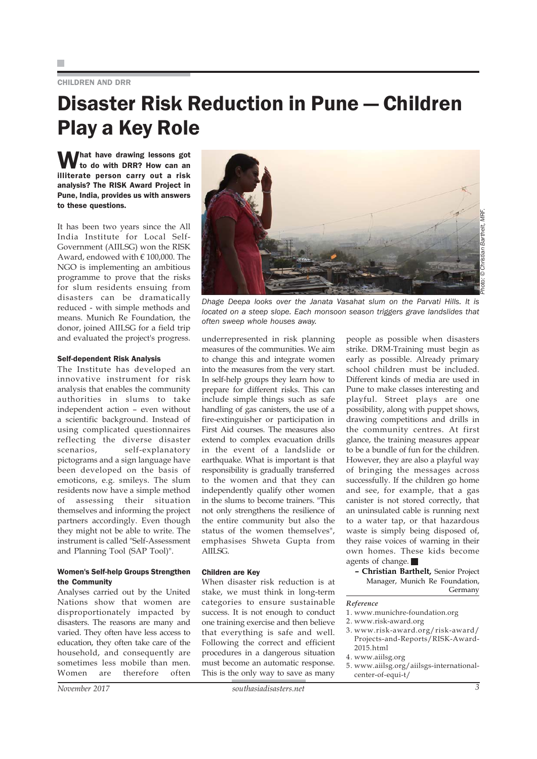CHILDREN AND DRR

# Disaster Risk Reduction in Pune — Children Play a Key Role

**What have drawing lessons got to do with DRR? How can an illiterate person carry out a risk analysis? The RISK Award Project in Pune, India, provides us with answers to these questions.**

It has been two years since the All India Institute for Local Self-Government (AIILSG) won the RISK Award, endowed with € 100,000. The NGO is implementing an ambitious programme to prove that the risks for slum residents ensuing from disasters can be dramatically reduced - with simple methods and means. Munich Re Foundation, the donor, joined AIILSG for a field trip and evaluated the project's progress.

*Dhage Deepa looks over the Janata Vasahat slum on the Parvati Hills. It is located on a steep slope. Each monsoon season triggers grave landslides that often sweep whole houses away.*

Photo: © Christian Barthelt, MRF.

### Self-dependent Risk Analysis

The Institute has developed an innovative instrument for risk analysis that enables the community authorities in slums to take independent action – even without a scientific background. Instead of using complicated questionnaires reflecting the diverse disaster scenarios, self-explanatory pictograms and a sign language have been developed on the basis of emoticons, e.g. smileys. The slum residents now have a simple method of assessing their situation themselves and informing the project partners accordingly. Even though they might not be able to write. The instrument is called "Self-Assessment and Planning Tool (SAP Tool)".

### Women's Self-help Groups Strengthen the Community

Analyses carried out by the United Nations show that women are disproportionately impacted by disasters. The reasons are many and varied. They often have less access to education, they often take care of the household, and consequently are sometimes less mobile than men. Women are therefore often underrepresented in risk planning measures of the communities. We aim to change this and integrate women into the measures from the very start. In self-help groups they learn how to prepare for different risks. This can include simple things such as safe handling of gas canisters, the use of a fire-extinguisher or participation in First Aid courses. The measures also extend to complex evacuation drills in the event of a landslide or earthquake. What is important is that responsibility is gradually transferred to the women and that they can independently qualify other women in the slums to become trainers. "This not only strengthens the resilience of the entire community but also the status of the women themselves", emphasises Shweta Gupta from AIILSG.

### Children are Key

When disaster risk reduction is at stake, we must think in long-term categories to ensure sustainable success. It is not enough to conduct one training exercise and then believe that everything is safe and well. Following the correct and efficient procedures in a dangerous situation must become an automatic response. This is the only way to save as many people as possible when disasters strike. DRM-Training must begin as early as possible. Already primary school children must be included. Different kinds of media are used in Pune to make classes interesting and playful. Street plays are one possibility, along with puppet shows, drawing competitions and drills in the community centres. At first glance, the training measures appear to be a bundle of fun for the children. However, they are also a playful way of bringing the messages across successfully. If the children go home and see, for example, that a gas canister is not stored correctly, that an uninsulated cable is running next to a water tap, or that hazardous waste is simply being disposed of, they raise voices of warning in their own homes. These kids become agents of change. ■

– **Christian Barthelt,** Senior Project Manager, Munich Re Foundation, Germany

*Reference*

1. www.munichre-foundation.org
2. www.risk-award.org
3. www.risk-award.org/risk-award/Projects-and-Reports/RISK-Award-2015.html
4. www.aiilsg.org
5. www.aiilsg.org/aiilsgs-international-center-of-equi-t/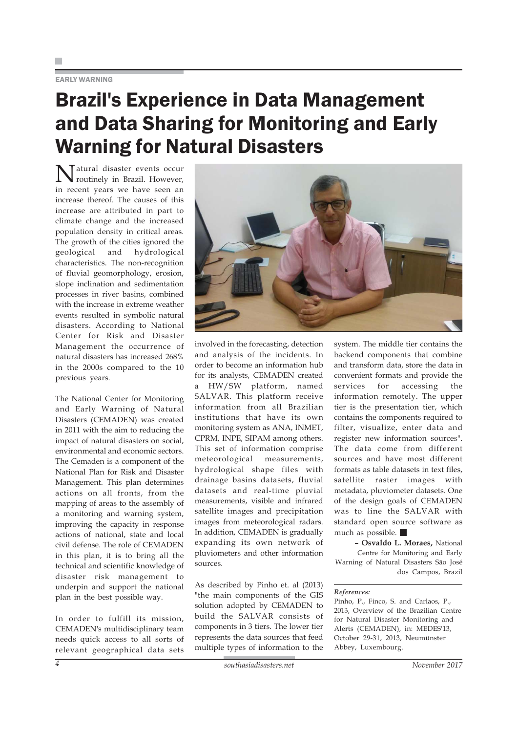EARLY WARNING

# Brazil's Experience in Data Management and Data Sharing for Monitoring and Early Warning for Natural Disasters

Natural disaster events occur routinely in Brazil. However, in recent years we have seen an increase thereof. The causes of this increase are attributed in part to climate change and the increased population density in critical areas. The growth of the cities ignored the geological and hydrological characteristics. The non-recognition of fluvial geomorphology, erosion, slope inclination and sedimentation processes in river basins, combined with the increase in extreme weather events resulted in symbolic natural disasters. According to National Center for Risk and Disaster Management the occurrence of natural disasters has increased 268% in the 2000s compared to the 10 previous years.

The National Center for Monitoring and Early Warning of Natural Disasters (CEMADEN) was created in 2011 with the aim to reducing the impact of natural disasters on social, environmental and economic sectors. The Cemaden is a component of the National Plan for Risk and Disaster Management. This plan determines actions on all fronts, from the mapping of areas to the assembly of a monitoring and warning system, improving the capacity in response actions of national, state and local civil defense. The role of CEMADEN in this plan, it is to bring all the technical and scientific knowledge of disaster risk management to underpin and support the national plan in the best possible way.

In order to fulfill its mission, CEMADEN's multidisciplinary team needs quick access to all sorts of relevant geographical data sets involved in the forecasting, detection and analysis of the incidents. In order to become an information hub for its analysts, CEMADEN created a HW/SW platform, named SALVAR. This platform receive information from all Brazilian institutions that have its own monitoring system as ANA, INMET, CPRM, INPE, SIPAM among others. This set of information comprise meteorological measurements, hydrological shape files with drainage basins datasets, fluvial datasets and real-time pluvial measurements, visible and infrared satellite images and precipitation images from meteorological radars. In addition, CEMADEN is gradually expanding its own network of pluviometers and other information sources.

As described by Pinho et. al (2013) "the main components of the GIS solution adopted by CEMADEN to build the SALVAR consists of components in 3 tiers. The lower tier represents the data sources that feed multiple types of information to the system. The middle tier contains the backend components that combine and transform data, store the data in convenient formats and provide the services for accessing the information remotely. The upper tier is the presentation tier, which contains the components required to filter, visualize, enter data and register new information sources". The data come from different sources and have most different formats as table datasets in text files, satellite raster images with metadata, pluviometer datasets. One of the design goals of CEMADEN was to line the SALVAR with standard open source software as much as possible. ■

**– Osvaldo L. Moraes,** National Centre for Monitoring and Early Warning of Natural Disasters São José dos Campos, Brazil

***References:***

Pinho, P., Finco, S. and Carlaos, P., 2013, Overview of the Brazilian Centre for Natural Disaster Monitoring and Alerts (CEMADEN), in: MEDES'13, October 29-31, 2013, Neumünster Abbey, Luxembourg.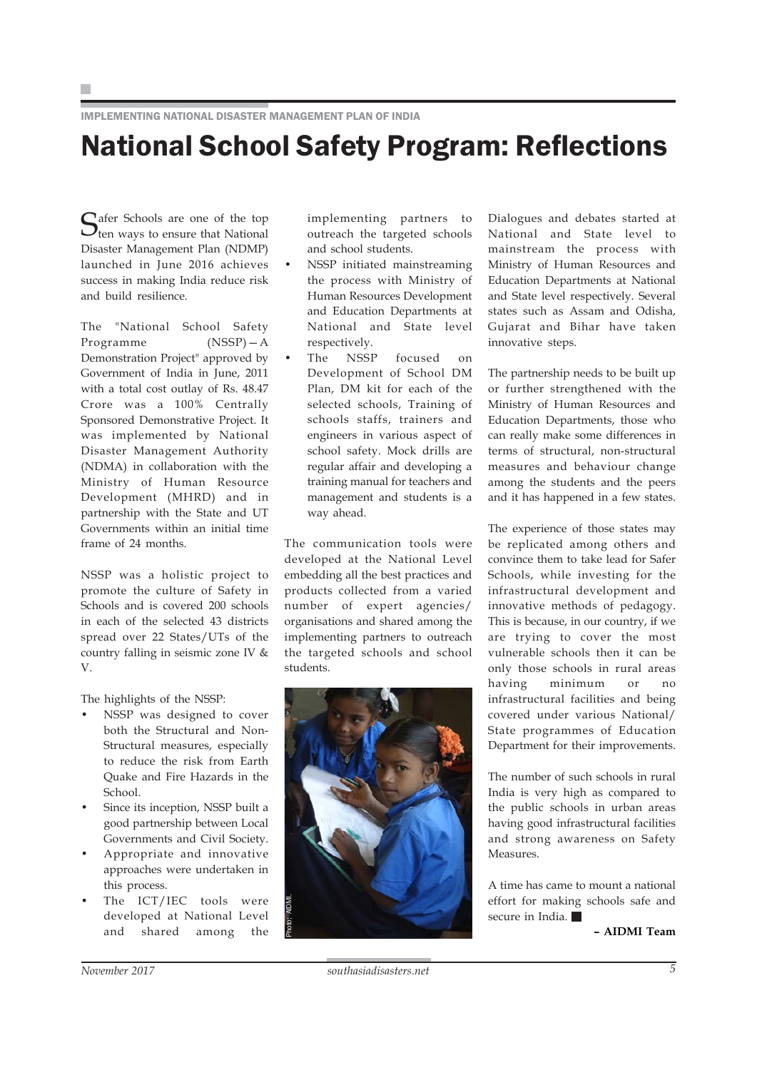IMPLEMENTING NATIONAL DISASTER MANAGEMENT PLAN OF INDIA

# National School Safety Program: Reflections

Safer Schools are one of the top ten ways to ensure that National Disaster Management Plan (NDMP) launched in June 2016 achieves success in making India reduce risk and build resilience.

The "National School Safety Programme (NSSP)—A Demonstration Project" approved by Government of India in June, 2011 with a total cost outlay of Rs. 48.47 Crore was a 100% Centrally Sponsored Demonstrative Project. It was implemented by National Disaster Management Authority (NDMA) in collaboration with the Ministry of Human Resource Development (MHRD) and in partnership with the State and UT Governments within an initial time frame of 24 months.

NSSP was a holistic project to promote the culture of Safety in Schools and is covered 200 schools in each of the selected 43 districts spread over 22 States/UTs of the country falling in seismic zone IV & V.

The highlights of the NSSP:

- NSSP was designed to cover both the Structural and Non-Structural measures, especially to reduce the risk from Earth Quake and Fire Hazards in the School.
- Since its inception, NSSP built a good partnership between Local Governments and Civil Society.
- Appropriate and innovative approaches were undertaken in this process.
- The ICT/IEC tools were developed at National Level and shared among the implementing partners to outreach the targeted schools and school students.
- NSSP initiated mainstreaming the process with Ministry of Human Resources Development and Education Departments at National and State level respectively.
- The NSSP focused on Development of School DM Plan, DM kit for each of the selected schools, Training of schools staffs, trainers and engineers in various aspect of school safety. Mock drills are regular affair and developing a training manual for teachers and management and students is a way ahead.

The communication tools were developed at the National Level embedding all the best practices and products collected from a varied number of expert agencies/ organisations and shared among the implementing partners to outreach the targeted schools and school students.

Photo: AIDMI.

Dialogues and debates started at National and State level to mainstream the process with Ministry of Human Resources and Education Departments at National and State level respectively. Several states such as Assam and Odisha, Gujarat and Bihar have taken innovative steps.

The partnership needs to be built up or further strengthened with the Ministry of Human Resources and Education Departments, those who can really make some differences in terms of structural, non-structural measures and behaviour change among the students and the peers and it has happened in a few states.

The experience of those states may be replicated among others and convince them to take lead for Safer Schools, while investing for the infrastructural development and innovative methods of pedagogy. This is because, in our country, if we are trying to cover the most vulnerable schools then it can be only those schools in rural areas having minimum or no infrastructural facilities and being covered under various National/ State programmes of Education Department for their improvements.

The number of such schools in rural India is very high as compared to the public schools in urban areas having good infrastructural facilities and strong awareness on Safety Measures.

A time has came to mount a national effort for making schools safe and secure in India. ■

**– AIDMI Team**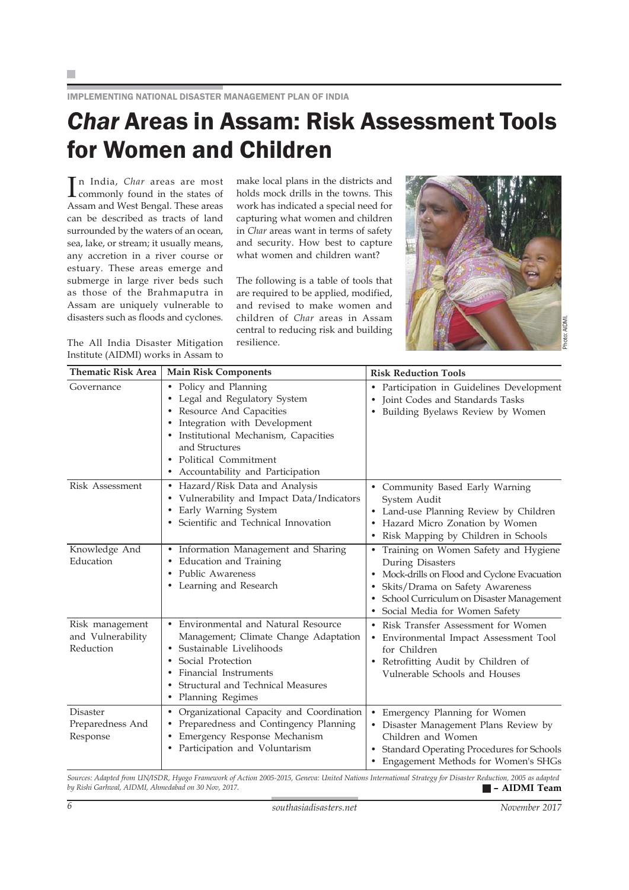IMPLEMENTING NATIONAL DISASTER MANAGEMENT PLAN OF INDIA

# *Char* Areas in Assam: Risk Assessment Tools for Women and Children

In India, *Char* areas are most commonly found in the states of Assam and West Bengal. These areas can be described as tracts of land surrounded by the waters of an ocean, sea, lake, or stream; it usually means, any accretion in a river course or estuary. These areas emerge and submerge in large river beds such as those of the Brahmaputra in Assam are uniquely vulnerable to disasters such as floods and cyclones.

The All India Disaster Mitigation Institute (AIDMI) works in Assam to make local plans in the districts and holds mock drills in the towns. This work has indicated a special need for capturing what women and children in *Char* areas want in terms of safety and security. How best to capture what women and children want?

The following is a table of tools that are required to be applied, modified, and revised to make women and children of *Char* areas in Assam central to reducing risk and building resilience.

Photo: AIDMI.

| Thematic Risk Area | Main Risk Components | Risk Reduction Tools |
| --- | --- | --- |
| Governance | • Policy and Planning<br>• Legal and Regulatory System<br>• Resource And Capacities<br>• Integration with Development<br>• Institutional Mechanism, Capacities and Structures<br>• Political Commitment<br>• Accountability and Participation | • Participation in Guidelines Development<br>• Joint Codes and Standards Tasks<br>• Building Byelaws Review by Women |
| Risk Assessment | • Hazard/Risk Data and Analysis<br>• Vulnerability and Impact Data/Indicators<br>• Early Warning System<br>• Scientific and Technical Innovation | • Community Based Early Warning System Audit<br>• Land-use Planning Review by Children<br>• Hazard Micro Zonation by Women<br>• Risk Mapping by Children in Schools |
| Knowledge And Education | • Information Management and Sharing<br>• Education and Training<br>• Public Awareness<br>• Learning and Research | • Training on Women Safety and Hygiene During Disasters<br>• Mock-drills on Flood and Cyclone Evacuation<br>• Skits/Drama on Safety Awareness<br>• School Curriculum on Disaster Management<br>• Social Media for Women Safety |
| Risk management and Vulnerability Reduction | • Environmental and Natural Resource Management; Climate Change Adaptation<br>• Sustainable Livelihoods<br>• Social Protection<br>• Financial Instruments<br>• Structural and Technical Measures<br>• Planning Regimes | • Risk Transfer Assessment for Women<br>• Environmental Impact Assessment Tool for Children<br>• Retrofitting Audit by Children of Vulnerable Schools and Houses |
| Disaster Preparedness And Response | • Organizational Capacity and Coordination<br>• Preparedness and Contingency Planning<br>• Emergency Response Mechanism<br>• Participation and Voluntarism | • Emergency Planning for Women<br>• Disaster Management Plans Review by Children and Women<br>• Standard Operating Procedures for Schools<br>• Engagement Methods for Women's SHGs |

*Sources: Adapted from UN/ISDR, Hyogo Framework of Action 2005-2015, Geneva: United Nations International Strategy for Disaster Reduction, 2005 as adapted by Rishi Garhwal, AIDMI, Ahmedabad on 30 Nov, 2017.*

**– AIDMI Team**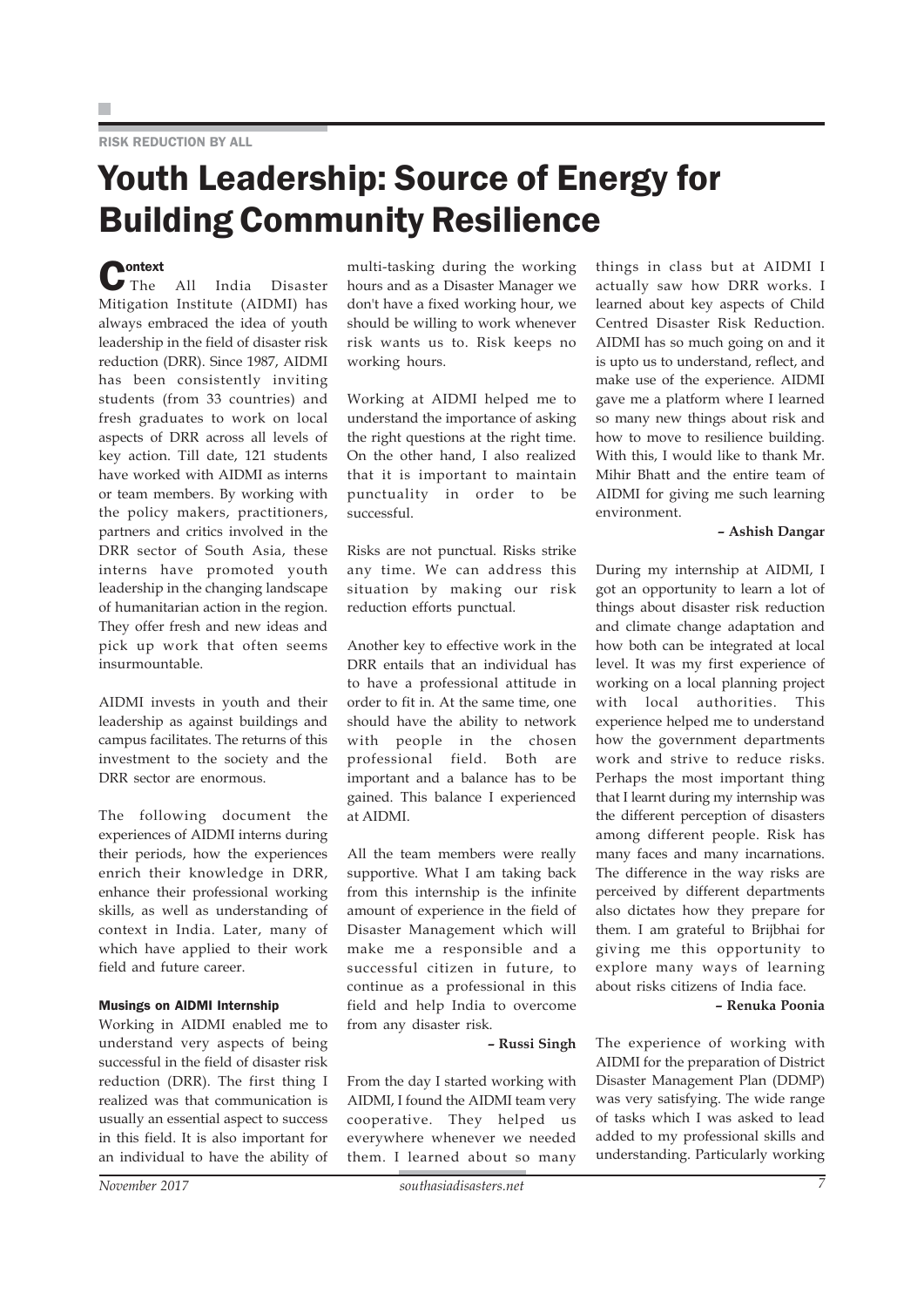RISK REDUCTION BY ALL

# Youth Leadership: Source of Energy for Building Community Resilience

### Context

The All India Disaster Mitigation Institute (AIDMI) has always embraced the idea of youth leadership in the field of disaster risk reduction (DRR). Since 1987, AIDMI has been consistently inviting students (from 33 countries) and fresh graduates to work on local aspects of DRR across all levels of key action. Till date, 121 students have worked with AIDMI as interns or team members. By working with the policy makers, practitioners, partners and critics involved in the DRR sector of South Asia, these interns have promoted youth leadership in the changing landscape of humanitarian action in the region. They offer fresh and new ideas and pick up work that often seems insurmountable.

AIDMI invests in youth and their leadership as against buildings and campus facilitates. The returns of this investment to the society and the DRR sector are enormous.

The following document the experiences of AIDMI interns during their periods, how the experiences enrich their knowledge in DRR, enhance their professional working skills, as well as understanding of context in India. Later, many of which have applied to their work field and future career.

#### Musings on AIDMI Internship

Working in AIDMI enabled me to understand very aspects of being successful in the field of disaster risk reduction (DRR). The first thing I realized was that communication is usually an essential aspect to success in this field. It is also important for an individual to have the ability of multi-tasking during the working hours and as a Disaster Manager we don't have a fixed working hour, we should be willing to work whenever risk wants us to. Risk keeps no working hours.

Working at AIDMI helped me to understand the importance of asking the right questions at the right time. On the other hand, I also realized that it is important to maintain punctuality in order to be successful.

Risks are not punctual. Risks strike any time. We can address this situation by making our risk reduction efforts punctual.

Another key to effective work in the DRR entails that an individual has to have a professional attitude in order to fit in. At the same time, one should have the ability to network with people in the chosen professional field. Both are important and a balance has to be gained. This balance I experienced at AIDMI.

All the team members were really supportive. What I am taking back from this internship is the infinite amount of experience in the field of Disaster Management which will make me a responsible and a successful citizen in future, to continue as a professional in this field and help India to overcome from any disaster risk.

**– Russi Singh**

From the day I started working with AIDMI, I found the AIDMI team very cooperative. They helped us everywhere whenever we needed them. I learned about so many things in class but at AIDMI I actually saw how DRR works. I learned about key aspects of Child Centred Disaster Risk Reduction. AIDMI has so much going on and it is upto us to understand, reflect, and make use of the experience. AIDMI gave me a platform where I learned so many new things about risk and how to move to resilience building. With this, I would like to thank Mr. Mihir Bhatt and the entire team of AIDMI for giving me such learning environment.

**– Ashish Dangar**

During my internship at AIDMI, I got an opportunity to learn a lot of things about disaster risk reduction and climate change adaptation and how both can be integrated at local level. It was my first experience of working on a local planning project with local authorities. This experience helped me to understand how the government departments work and strive to reduce risks. Perhaps the most important thing that I learnt during my internship was the different perception of disasters among different people. Risk has many faces and many incarnations. The difference in the way risks are perceived by different departments also dictates how they prepare for them. I am grateful to Brijbhai for giving me this opportunity to explore many ways of learning about risks citizens of India face.

**– Renuka Poonia**

The experience of working with AIDMI for the preparation of District Disaster Management Plan (DDMP) was very satisfying. The wide range of tasks which I was asked to lead added to my professional skills and understanding. Particularly working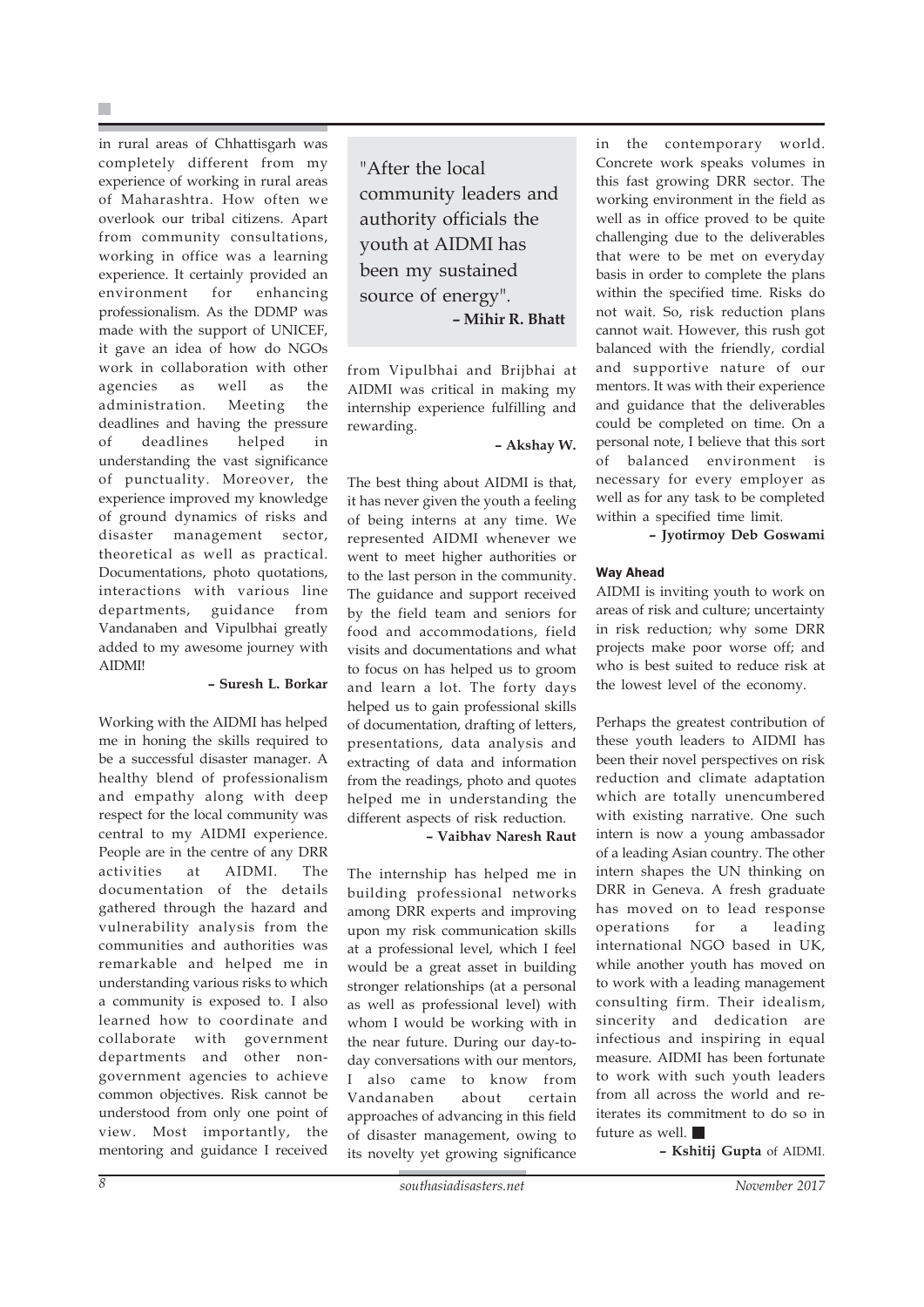in rural areas of Chhattisgarh was completely different from my experience of working in rural areas of Maharashtra. How often we overlook our tribal citizens. Apart from community consultations, working in office was a learning experience. It certainly provided an environment for enhancing professionalism. As the DDMP was made with the support of UNICEF, it gave an idea of how do NGOs work in collaboration with other agencies as well as the administration. Meeting the deadlines and having the pressure of deadlines helped in understanding the vast significance of punctuality. Moreover, the experience improved my knowledge of ground dynamics of risks and disaster management sector, theoretical as well as practical. Documentations, photo quotations, interactions with various line departments, guidance from Vandanaben and Vipulbhai greatly added to my awesome journey with AIDMI!

**– Suresh L. Borkar**

Working with the AIDMI has helped me in honing the skills required to be a successful disaster manager. A healthy blend of professionalism and empathy along with deep respect for the local community was central to my AIDMI experience. People are in the centre of any DRR activities at AIDMI. The documentation of the details gathered through the hazard and vulnerability analysis from the communities and authorities was remarkable and helped me in understanding various risks to which a community is exposed to. I also learned how to coordinate and collaborate with government departments and other non-government agencies to achieve common objectives. Risk cannot be understood from only one point of view. Most importantly, the mentoring and guidance I received from Vipulbhai and Brijbhai at AIDMI was critical in making my internship experience fulfilling and rewarding.

**– Akshay W.**

> "After the local community leaders and authority officials the youth at AIDMI has been my sustained source of energy".
>
> **– Mihir R. Bhatt**

The best thing about AIDMI is that, it has never given the youth a feeling of being interns at any time. We represented AIDMI whenever we went to meet higher authorities or to the last person in the community. The guidance and support received by the field team and seniors for food and accommodations, field visits and documentations and what to focus on has helped us to groom and learn a lot. The forty days helped us to gain professional skills of documentation, drafting of letters, presentations, data analysis and extracting of data and information from the readings, photo and quotes helped me in understanding the different aspects of risk reduction.

**– Vaibhav Naresh Raut**

The internship has helped me in building professional networks among DRR experts and improving upon my risk communication skills at a professional level, which I feel would be a great asset in building stronger relationships (at a personal as well as professional level) with whom I would be working with in the near future. During our day-to-day conversations with our mentors, I also came to know from Vandanaben about certain approaches of advancing in this field of disaster management, owing to its novelty yet growing significance in the contemporary world. Concrete work speaks volumes in this fast growing DRR sector. The working environment in the field as well as in office proved to be quite challenging due to the deliverables that were to be met on everyday basis in order to complete the plans within the specified time. Risks do not wait. So, risk reduction plans cannot wait. However, this rush got balanced with the friendly, cordial and supportive nature of our mentors. It was with their experience and guidance that the deliverables could be completed on time. On a personal note, I believe that this sort of balanced environment is necessary for every employer as well as for any task to be completed within a specified time limit.

**– Jyotirmoy Deb Goswami**

### Way Ahead

AIDMI is inviting youth to work on areas of risk and culture; uncertainty in risk reduction; why some DRR projects make poor worse off; and who is best suited to reduce risk at the lowest level of the economy.

Perhaps the greatest contribution of these youth leaders to AIDMI has been their novel perspectives on risk reduction and climate adaptation which are totally unencumbered with existing narrative. One such intern is now a young ambassador of a leading Asian country. The other intern shapes the UN thinking on DRR in Geneva. A fresh graduate has moved on to lead response operations for a leading international NGO based in UK, while another youth has moved on to work with a leading management consulting firm. Their idealism, sincerity and dedication are infectious and inspiring in equal measure. AIDMI has been fortunate to work with such youth leaders from all across the world and re-iterates its commitment to do so in future as well. ■

**– Kshitij Gupta** of AIDMI.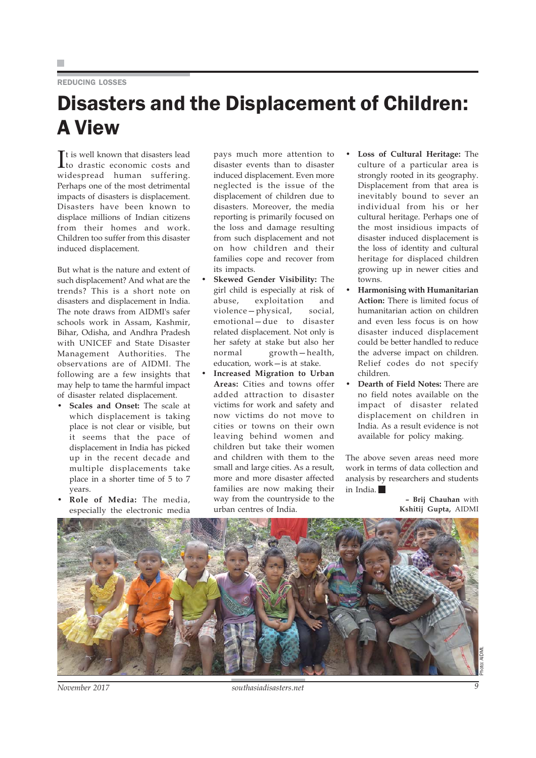REDUCING LOSSES

# Disasters and the Displacement of Children: A View

It is well known that disasters lead to drastic economic costs and widespread human suffering. Perhaps one of the most detrimental impacts of disasters is displacement. Disasters have been known to displace millions of Indian citizens from their homes and work. Children too suffer from this disaster induced displacement.

But what is the nature and extent of such displacement? And what are the trends? This is a short note on disasters and displacement in India. The note draws from AIDMI's safer schools work in Assam, Kashmir, Bihar, Odisha, and Andhra Pradesh with UNICEF and State Disaster Management Authorities. The observations are of AIDMI. The following are a few insights that may help to tame the harmful impact of disaster related displacement.

- **Scales and Onset:** The scale at which displacement is taking place is not clear or visible, but it seems that the pace of displacement in India has picked up in the recent decade and multiple displacements take place in a shorter time of 5 to 7 years.
- **Role of Media:** The media, especially the electronic media pays much more attention to disaster events than to disaster induced displacement. Even more neglected is the issue of the displacement of children due to disasters. Moreover, the media reporting is primarily focused on the loss and damage resulting from such displacement and not on how children and their families cope and recover from its impacts.
- **Skewed Gender Visibility:** The girl child is especially at risk of abuse, exploitation and violence—physical, social, emotional—due to disaster related displacement. Not only is her safety at stake but also her normal growth—health, education, work—is at stake.
- **Increased Migration to Urban Areas:** Cities and towns offer added attraction to disaster victims for work and safety and now victims do not move to cities or towns on their own leaving behind women and children but take their women and children with them to the small and large cities. As a result, more and more disaster affected families are now making their way from the countryside to the urban centres of India.
- **Loss of Cultural Heritage:** The culture of a particular area is strongly rooted in its geography. Displacement from that area is inevitably bound to sever an individual from his or her cultural heritage. Perhaps one of the most insidious impacts of disaster induced displacement is the loss of identity and cultural heritage for displaced children growing up in newer cities and towns.
- **Harmonising with Humanitarian Action:** There is limited focus of humanitarian action on children and even less focus is on how disaster induced displacement could be better handled to reduce the adverse impact on children. Relief codes do not specify children.
- **Dearth of Field Notes:** There are no field notes available on the impact of disaster related displacement on children in India. As a result evidence is not available for policy making.

The above seven areas need more work in terms of data collection and analysis by researchers and students in India. ■

**– Brij Chauhan** with **Kshitij Gupta,** AIDMI

Photo: AIDMI.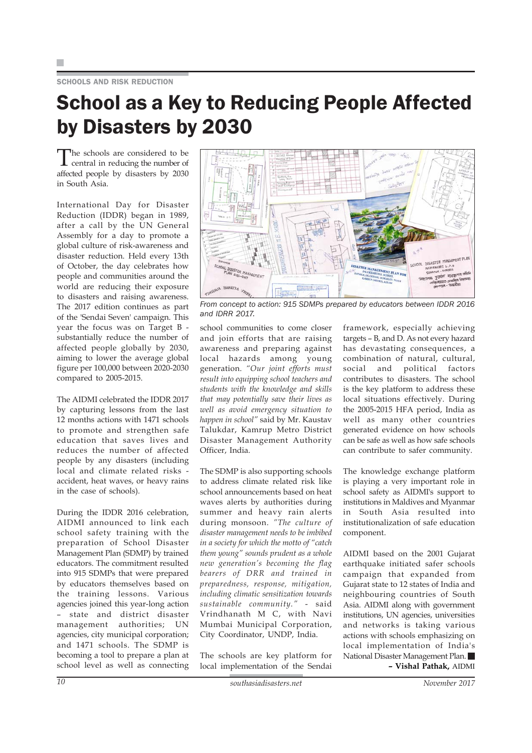SCHOOLS AND RISK REDUCTION

# School as a Key to Reducing People Affected by Disasters by 2030

The schools are considered to be central in reducing the number of affected people by disasters by 2030 in South Asia.

International Day for Disaster Reduction (IDDR) began in 1989, after a call by the UN General Assembly for a day to promote a global culture of risk-awareness and disaster reduction. Held every 13th of October, the day celebrates how people and communities around the world are reducing their exposure to disasters and raising awareness. The 2017 edition continues as part of the 'Sendai Seven' campaign. This year the focus was on Target B - substantially reduce the number of affected people globally by 2030, aiming to lower the average global figure per 100,000 between 2020-2030 compared to 2005-2015.

The AIDMI celebrated the IDDR 2017 by capturing lessons from the last 12 months actions with 1471 schools to promote and strengthen safe education that saves lives and reduces the number of affected people by any disasters (including local and climate related risks - accident, heat waves, or heavy rains in the case of schools).

During the IDDR 2016 celebration, AIDMI announced to link each school safety training with the preparation of School Disaster Management Plan (SDMP) by trained educators. The commitment resulted into 915 SDMPs that were prepared by educators themselves based on the training lessons. Various agencies joined this year-long action – state and district disaster management authorities; UN agencies, city municipal corporation; and 1471 schools. The SDMP is becoming a tool to prepare a plan at school level as well as connecting school communities to come closer and join efforts that are raising awareness and preparing against local hazards among young generation. *"Our joint efforts must result into equipping school teachers and students with the knowledge and skills that may potentially save their lives as well as avoid emergency situation to happen in school"* said by Mr. Kaustav Talukdar, Kamrup Metro District Disaster Management Authority Officer, India.

*From concept to action: 915 SDMPs prepared by educators between IDDR 2016 and IDRR 2017.*

The SDMP is also supporting schools to address climate related risk like school announcements based on heat waves alerts by authorities during summer and heavy rain alerts during monsoon. *"The culture of disaster management needs to be imbibed in a society for which the motto of "catch them young" sounds prudent as a whole new generation's becoming the flag bearers of DRR and trained in preparedness, response, mitigation, including climatic sensitization towards sustainable community."* - said Vrindhanath M C, with Navi Mumbai Municipal Corporation, City Coordinator, UNDP, India.

The schools are key platform for local implementation of the Sendai framework, especially achieving targets – B, and D. As not every hazard has devastating consequences, a combination of natural, cultural, social and political factors contributes to disasters. The school is the key platform to address these local situations effectively. During the 2005-2015 HFA period, India as well as many other countries generated evidence on how schools can be safe as well as how safe schools can contribute to safer community.

The knowledge exchange platform is playing a very important role in school safety as AIDMI's support to institutions in Maldives and Myanmar in South Asia resulted into institutionalization of safe education component.

AIDMI based on the 2001 Gujarat earthquake initiated safer schools campaign that expanded from Gujarat state to 12 states of India and neighbouring countries of South Asia. AIDMI along with government institutions, UN agencies, universities and networks is taking various actions with schools emphasizing on local implementation of India's National Disaster Management Plan.

**– Vishal Pathak,** AIDMI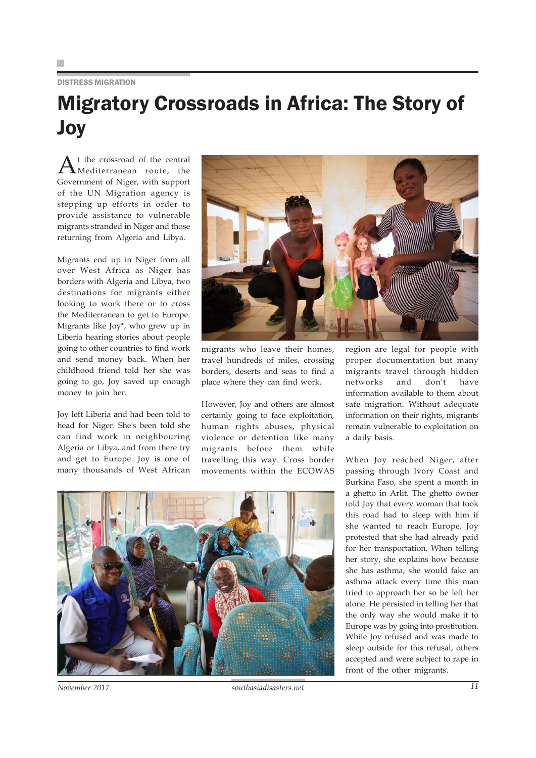DISTRESS MIGRATION

# Migratory Crossroads in Africa: The Story of Joy

At the crossroad of the central Mediterranean route, the Government of Niger, with support of the UN Migration agency is stepping up efforts in order to provide assistance to vulnerable migrants stranded in Niger and those returning from Algeria and Libya.

Migrants end up in Niger from all over West Africa as Niger has borders with Algeria and Libya, two destinations for migrants either looking to work there or to cross the Mediterranean to get to Europe. Migrants like Joy*, who grew up in Liberia hearing stories about people going to other countries to find work and send money back. When her childhood friend told her she was going to go, Joy saved up enough money to join her.

Joy left Liberia and had been told to head for Niger. She's been told she can find work in neighbouring Algeria or Libya, and from there try and get to Europe. Joy is one of many thousands of West African migrants who leave their homes, travel hundreds of miles, crossing borders, deserts and seas to find a place where they can find work.

However, Joy and others are almost certainly going to face exploitation, human rights abuses, physical violence or detention like many migrants before them while travelling this way. Cross border movements within the ECOWAS region are legal for people with proper documentation but many migrants travel through hidden networks and don't have information available to them about safe migration. Without adequate information on their rights, migrants remain vulnerable to exploitation on a daily basis.

When Joy reached Niger, after passing through Ivory Coast and Burkina Faso, she spent a month in a ghetto in Arlit. The ghetto owner told Joy that every woman that took this road had to sleep with him if she wanted to reach Europe. Joy protested that she had already paid for her transportation. When telling her story, she explains how because she has asthma, she would fake an asthma attack every time this man tried to approach her so he left her alone. He persisted in telling her that the only way she would make it to Europe was by going into prostitution. While Joy refused and was made to sleep outside for this refusal, others accepted and were subject to rape in front of the other migrants.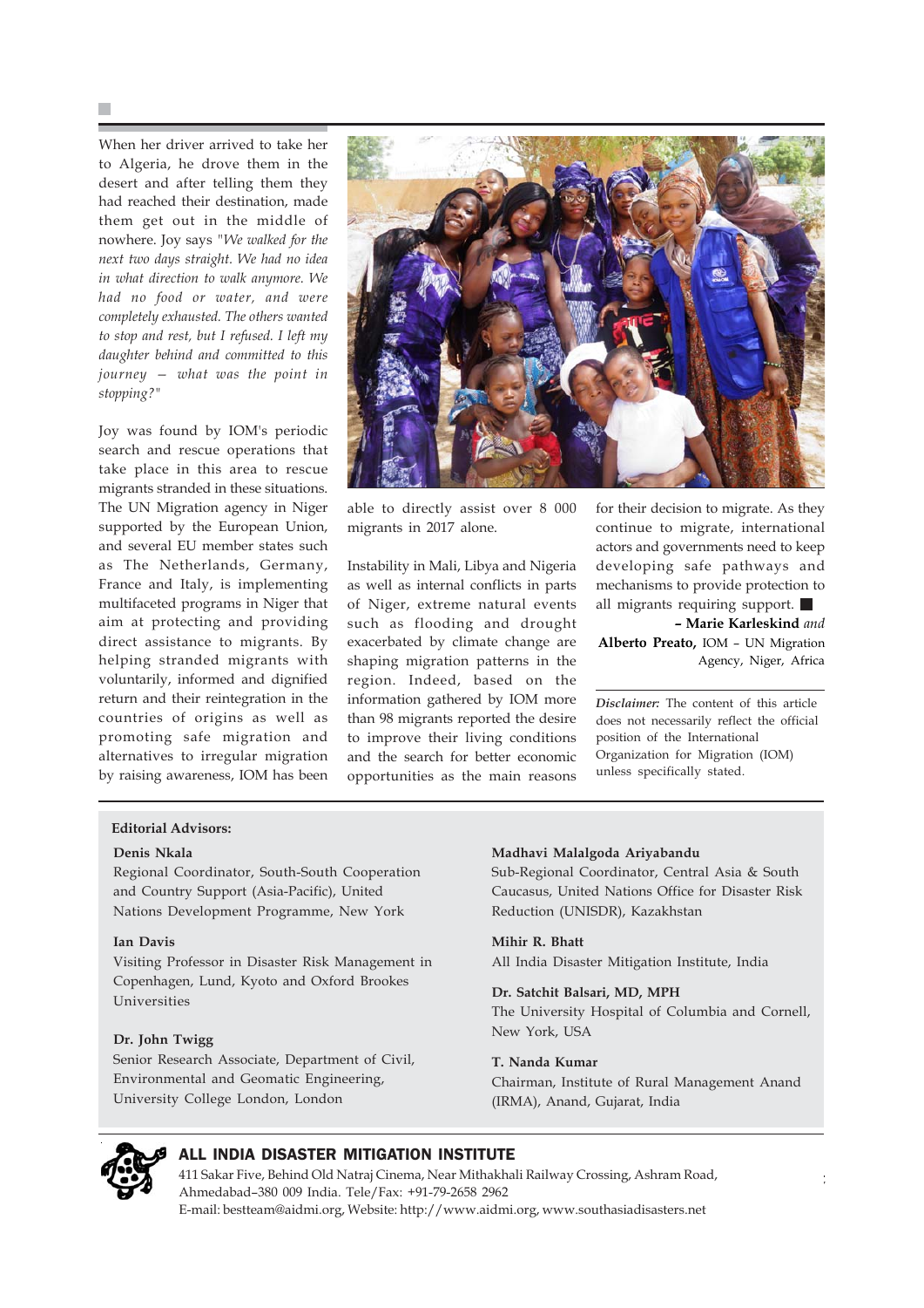When her driver arrived to take her to Algeria, he drove them in the desert and after telling them they had reached their destination, made them get out in the middle of nowhere. Joy says "*We walked for the next two days straight. We had no idea in what direction to walk anymore. We had no food or water, and were completely exhausted. The others wanted to stop and rest, but I refused. I left my daughter behind and committed to this journey – what was the point in stopping?*"

Joy was found by IOM's periodic search and rescue operations that take place in this area to rescue migrants stranded in these situations. The UN Migration agency in Niger supported by the European Union, and several EU member states such as The Netherlands, Germany, France and Italy, is implementing multifaceted programs in Niger that aim at protecting and providing direct assistance to migrants. By helping stranded migrants with voluntarily, informed and dignified return and their reintegration in the countries of origins as well as promoting safe migration and alternatives to irregular migration by raising awareness, IOM has been able to directly assist over 8 000 migrants in 2017 alone.

Instability in Mali, Libya and Nigeria as well as internal conflicts in parts of Niger, extreme natural events such as flooding and drought exacerbated by climate change are shaping migration patterns in the region. Indeed, based on the information gathered by IOM more than 98 migrants reported the desire to improve their living conditions and the search for better economic opportunities as the main reasons for their decision to migrate. As they continue to migrate, international actors and governments need to keep developing safe pathways and mechanisms to provide protection to all migrants requiring support. ■

**– Marie Karleskind** *and* **Alberto Preato,** IOM – UN Migration Agency, Niger, Africa

***Disclaimer:*** The content of this article does not necessarily reflect the official position of the International Organization for Migration (IOM) unless specifically stated.

**Editorial Advisors:**

**Denis Nkala**
Regional Coordinator, South-South Cooperation and Country Support (Asia-Pacific), United Nations Development Programme, New York

**Ian Davis**
Visiting Professor in Disaster Risk Management in Copenhagen, Lund, Kyoto and Oxford Brookes Universities

**Dr. John Twigg**
Senior Research Associate, Department of Civil, Environmental and Geomatic Engineering, University College London, London

**Madhavi Malalgoda Ariyabandu**
Sub-Regional Coordinator, Central Asia & South Caucasus, United Nations Office for Disaster Risk Reduction (UNISDR), Kazakhstan

**Mihir R. Bhatt**
All India Disaster Mitigation Institute, India

**Dr. Satchit Balsari, MD, MPH**
The University Hospital of Columbia and Cornell, New York, USA

**T. Nanda Kumar**
Chairman, Institute of Rural Management Anand (IRMA), Anand, Gujarat, India

**ALL INDIA DISASTER MITIGATION INSTITUTE**
411 Sakar Five, Behind Old Natraj Cinema, Near Mithakhali Railway Crossing, Ashram Road, Ahmedabad–380 009 India. Tele/Fax: +91-79-2658 2962
E-mail: bestteam@aidmi.org, Website: http://www.aidmi.org, www.southasiadisasters.net